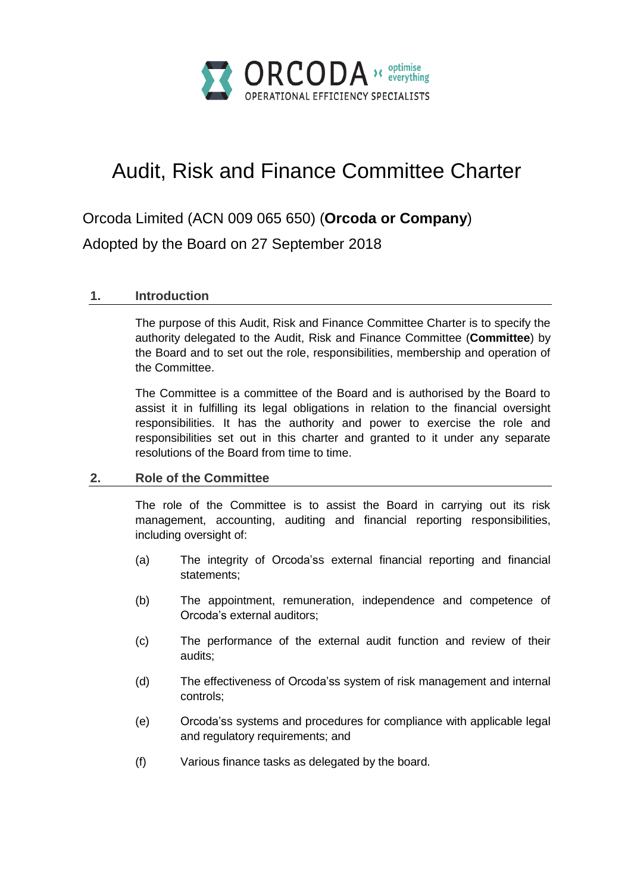# Audit, Risk and Finance Committee Charter

Orcoda Limited (ACN 009 065 650) (**Orcoda or Company**)

Adopted by the Board on 27 September 2018

## 1. Introduction

The purpose of this Audit, Risk and Finance Committee Charter is to specify the authority delegated to the Audit, Risk and Finance Committee (**Committee**) by the Board and to set out the role, responsibilities, membership and operation of the Committee.

The Committee is a committee of the Board and is authorised by the Board to assist it in fulfilling its legal obligations in relation to the financial oversight responsibilities. It has the authority and power to exercise the role and responsibilities set out in this charter and granted to it under any separate resolutions of the Board from time to time.

## 2. Role of the Committee

The role of the Committee is to assist the Board in carrying out its risk management, accounting, auditing and financial reporting responsibilities, including oversight of:

(a) The integrity of Orcoda'ss external financial reporting and financial statements;

(b) The appointment, remuneration, independence and competence of Orcoda's external auditors;

(c) The performance of the external audit function and review of their audits;

(d) The effectiveness of Orcoda'ss system of risk management and internal controls;

(e) Orcoda'ss systems and procedures for compliance with applicable legal and regulatory requirements; and

(f) Various finance tasks as delegated by the board.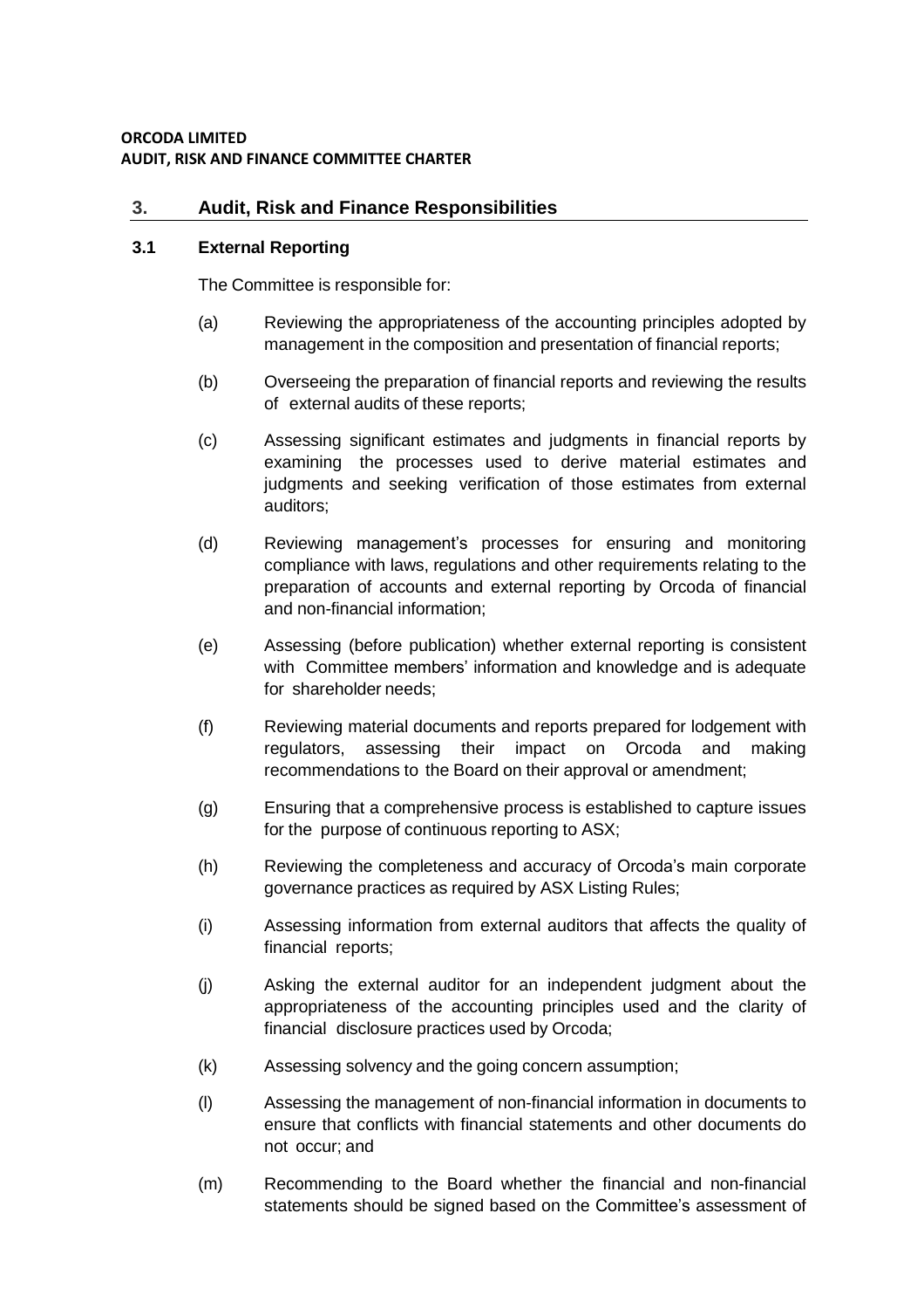**ORCODA LIMITED**
**AUDIT, RISK AND FINANCE COMMITTEE CHARTER**

## 3. Audit, Risk and Finance Responsibilities

### 3.1 External Reporting

The Committee is responsible for:

(a) Reviewing the appropriateness of the accounting principles adopted by management in the composition and presentation of financial reports;

(b) Overseeing the preparation of financial reports and reviewing the results of external audits of these reports;

(c) Assessing significant estimates and judgments in financial reports by examining the processes used to derive material estimates and judgments and seeking verification of those estimates from external auditors;

(d) Reviewing management's processes for ensuring and monitoring compliance with laws, regulations and other requirements relating to the preparation of accounts and external reporting by Orcoda of financial and non-financial information;

(e) Assessing (before publication) whether external reporting is consistent with Committee members' information and knowledge and is adequate for shareholder needs;

(f) Reviewing material documents and reports prepared for lodgement with regulators, assessing their impact on Orcoda and making recommendations to the Board on their approval or amendment;

(g) Ensuring that a comprehensive process is established to capture issues for the purpose of continuous reporting to ASX;

(h) Reviewing the completeness and accuracy of Orcoda's main corporate governance practices as required by ASX Listing Rules;

(i) Assessing information from external auditors that affects the quality of financial reports;

(j) Asking the external auditor for an independent judgment about the appropriateness of the accounting principles used and the clarity of financial disclosure practices used by Orcoda;

(k) Assessing solvency and the going concern assumption;

(l) Assessing the management of non-financial information in documents to ensure that conflicts with financial statements and other documents do not occur; and

(m) Recommending to the Board whether the financial and non-financial statements should be signed based on the Committee's assessment of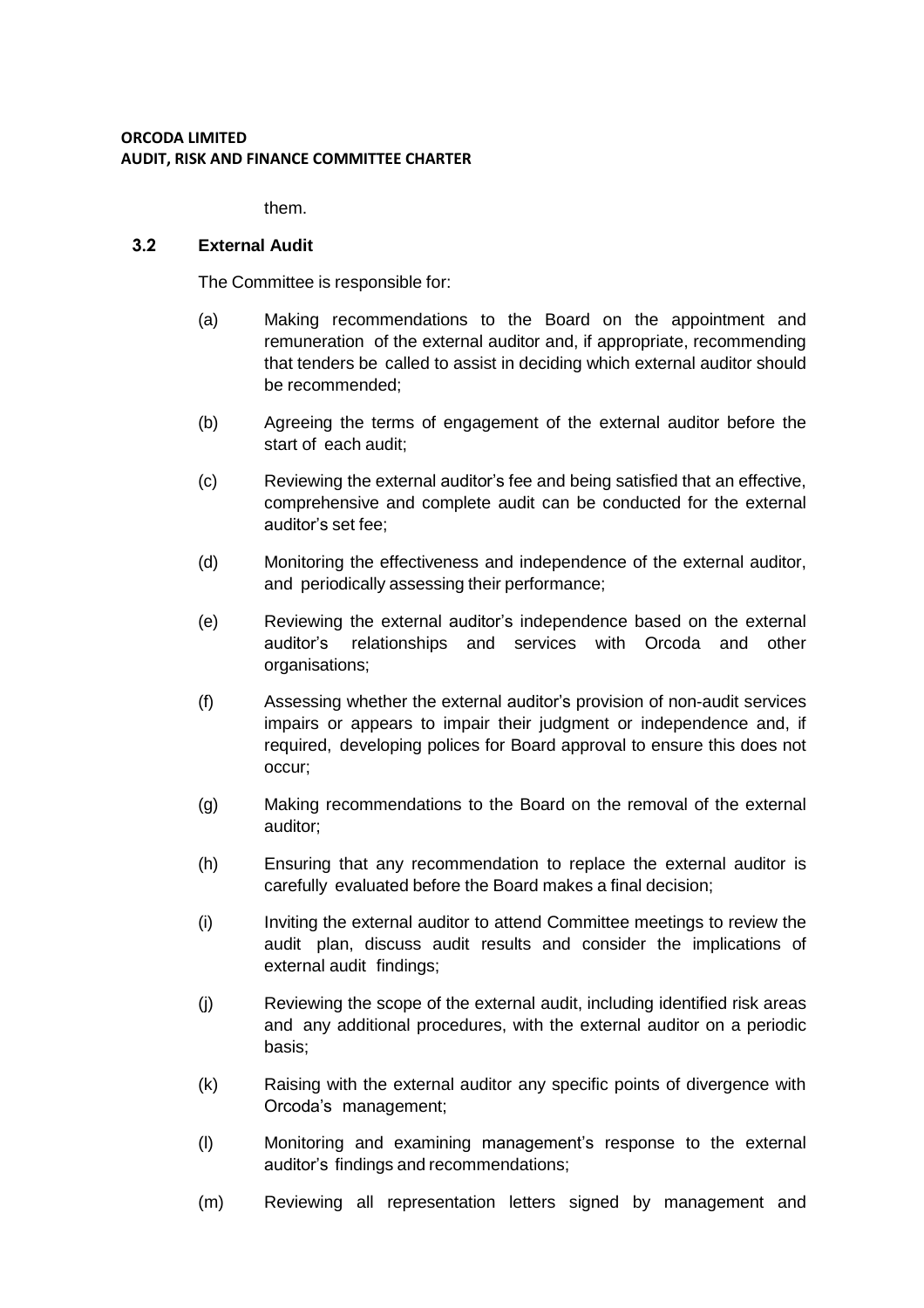them.

### 3.2 External Audit

The Committee is responsible for:

(a) Making recommendations to the Board on the appointment and remuneration of the external auditor and, if appropriate, recommending that tenders be called to assist in deciding which external auditor should be recommended;

(b) Agreeing the terms of engagement of the external auditor before the start of each audit;

(c) Reviewing the external auditor's fee and being satisfied that an effective, comprehensive and complete audit can be conducted for the external auditor's set fee;

(d) Monitoring the effectiveness and independence of the external auditor, and periodically assessing their performance;

(e) Reviewing the external auditor's independence based on the external auditor's relationships and services with Orcoda and other organisations;

(f) Assessing whether the external auditor's provision of non-audit services impairs or appears to impair their judgment or independence and, if required, developing polices for Board approval to ensure this does not occur;

(g) Making recommendations to the Board on the removal of the external auditor;

(h) Ensuring that any recommendation to replace the external auditor is carefully evaluated before the Board makes a final decision;

(i) Inviting the external auditor to attend Committee meetings to review the audit plan, discuss audit results and consider the implications of external audit findings;

(j) Reviewing the scope of the external audit, including identified risk areas and any additional procedures, with the external auditor on a periodic basis;

(k) Raising with the external auditor any specific points of divergence with Orcoda's management;

(l) Monitoring and examining management's response to the external auditor's findings and recommendations;

(m) Reviewing all representation letters signed by management and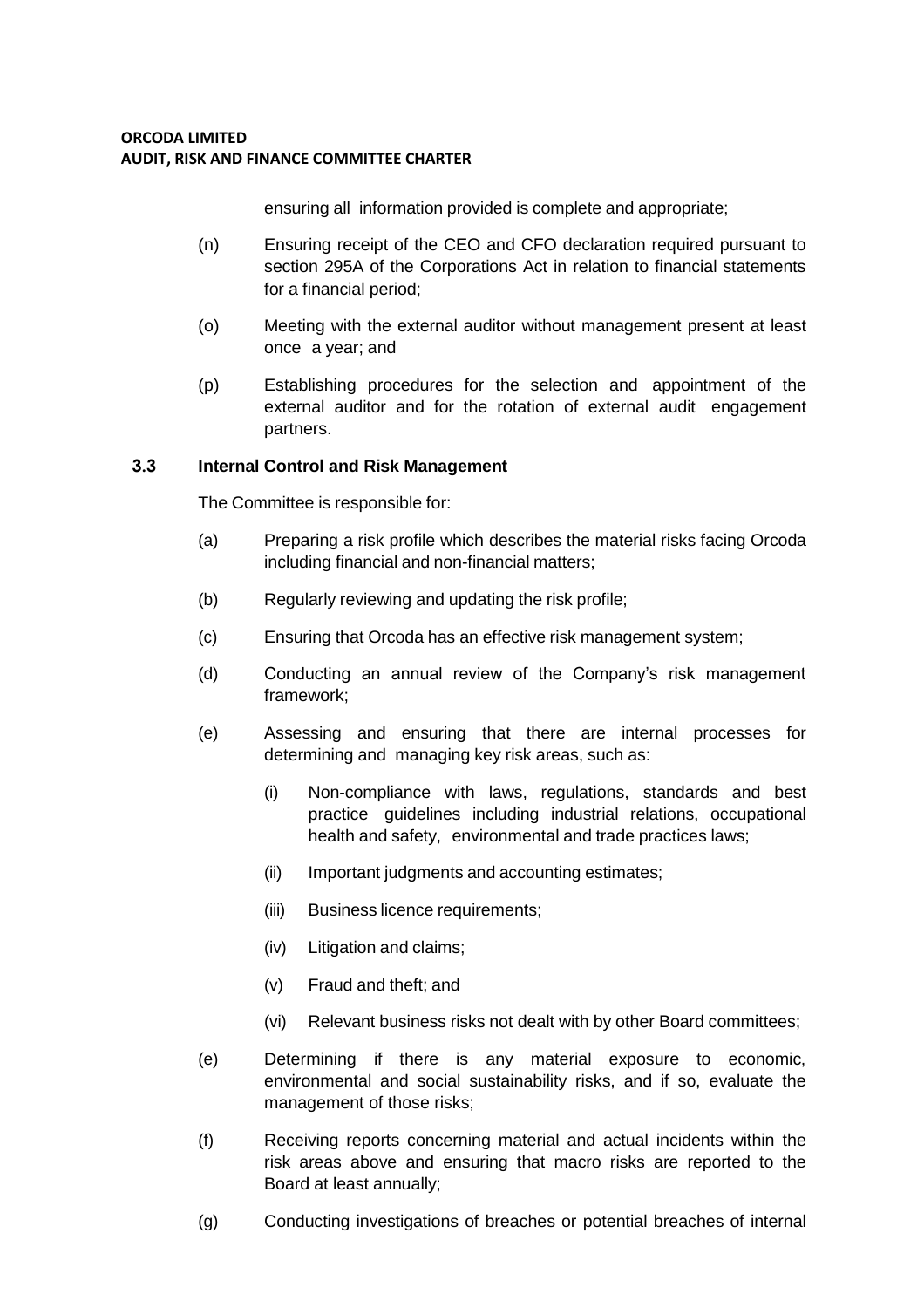ensuring all information provided is complete and appropriate;

(n) Ensuring receipt of the CEO and CFO declaration required pursuant to section 295A of the Corporations Act in relation to financial statements for a financial period;

(o) Meeting with the external auditor without management present at least once a year; and

(p) Establishing procedures for the selection and appointment of the external auditor and for the rotation of external audit engagement partners.

### 3.3 Internal Control and Risk Management

The Committee is responsible for:

(a) Preparing a risk profile which describes the material risks facing Orcoda including financial and non-financial matters;

(b) Regularly reviewing and updating the risk profile;

(c) Ensuring that Orcoda has an effective risk management system;

(d) Conducting an annual review of the Company's risk management framework;

(e) Assessing and ensuring that there are internal processes for determining and managing key risk areas, such as:

- (i) Non-compliance with laws, regulations, standards and best practice guidelines including industrial relations, occupational health and safety, environmental and trade practices laws;
- (ii) Important judgments and accounting estimates;
- (iii) Business licence requirements;
- (iv) Litigation and claims;
- (v) Fraud and theft; and
- (vi) Relevant business risks not dealt with by other Board committees;

(e) Determining if there is any material exposure to economic, environmental and social sustainability risks, and if so, evaluate the management of those risks;

(f) Receiving reports concerning material and actual incidents within the risk areas above and ensuring that macro risks are reported to the Board at least annually;

(g) Conducting investigations of breaches or potential breaches of internal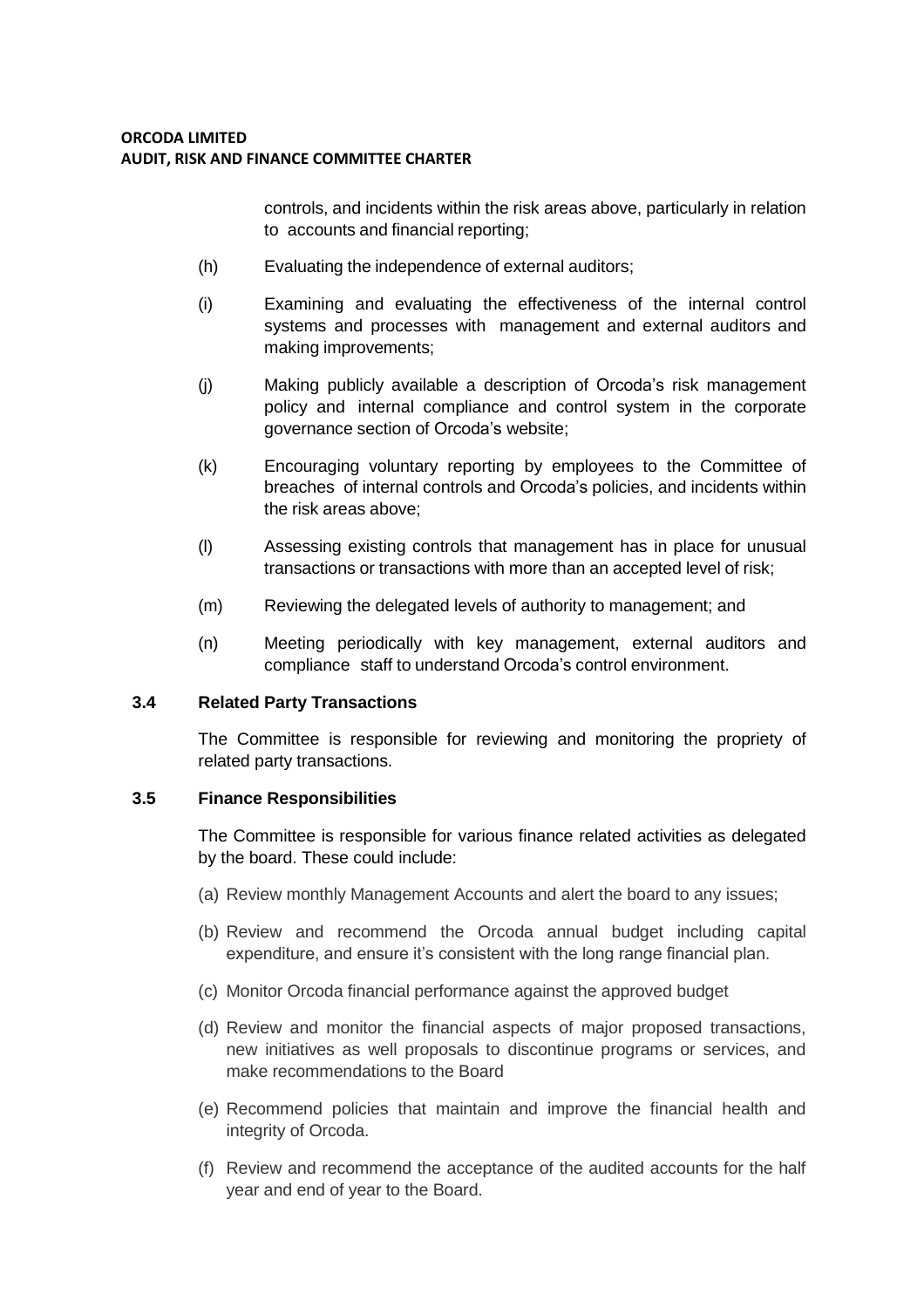controls, and incidents within the risk areas above, particularly in relation to accounts and financial reporting;

(h) Evaluating the independence of external auditors;

(i) Examining and evaluating the effectiveness of the internal control systems and processes with management and external auditors and making improvements;

(j) Making publicly available a description of Orcoda's risk management policy and internal compliance and control system in the corporate governance section of Orcoda's website;

(k) Encouraging voluntary reporting by employees to the Committee of breaches of internal controls and Orcoda's policies, and incidents within the risk areas above;

(l) Assessing existing controls that management has in place for unusual transactions or transactions with more than an accepted level of risk;

(m) Reviewing the delegated levels of authority to management; and

(n) Meeting periodically with key management, external auditors and compliance staff to understand Orcoda's control environment.

### 3.4 Related Party Transactions

The Committee is responsible for reviewing and monitoring the propriety of related party transactions.

### 3.5 Finance Responsibilities

The Committee is responsible for various finance related activities as delegated by the board. These could include:

(a) Review monthly Management Accounts and alert the board to any issues;

(b) Review and recommend the Orcoda annual budget including capital expenditure, and ensure it's consistent with the long range financial plan.

(c) Monitor Orcoda financial performance against the approved budget

(d) Review and monitor the financial aspects of major proposed transactions, new initiatives as well proposals to discontinue programs or services, and make recommendations to the Board

(e) Recommend policies that maintain and improve the financial health and integrity of Orcoda.

(f) Review and recommend the acceptance of the audited accounts for the half year and end of year to the Board.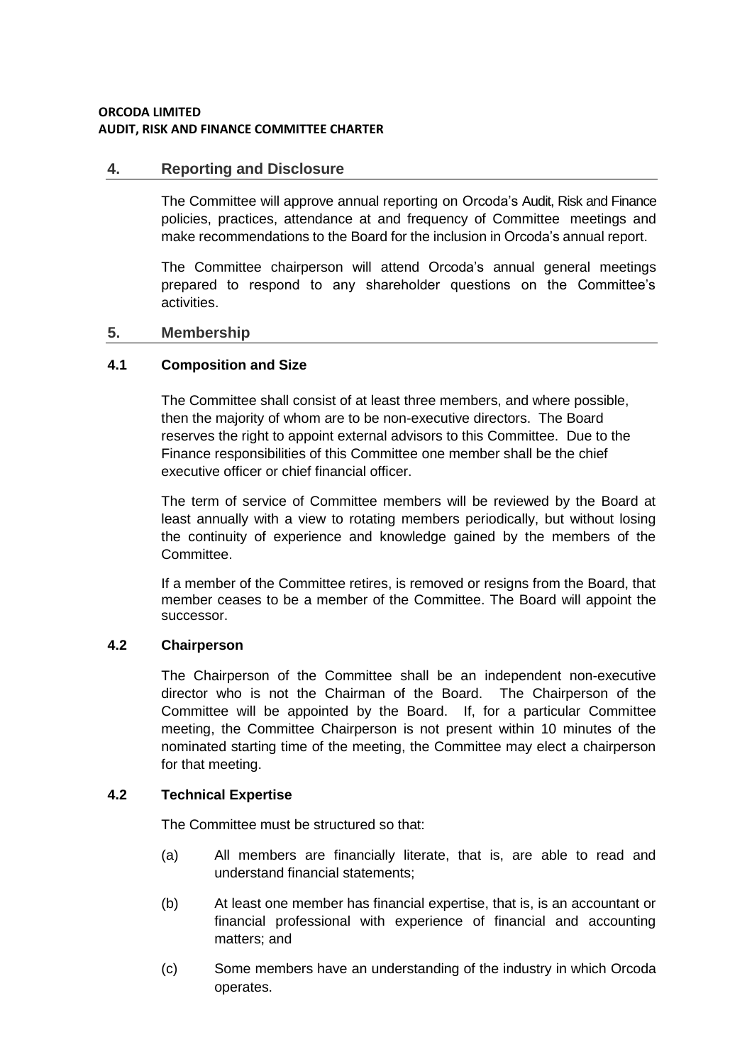**ORCODA LIMITED**
**AUDIT, RISK AND FINANCE COMMITTEE CHARTER**

## 4. Reporting and Disclosure

The Committee will approve annual reporting on Orcoda's Audit, Risk and Finance policies, practices, attendance at and frequency of Committee meetings and make recommendations to the Board for the inclusion in Orcoda's annual report.

The Committee chairperson will attend Orcoda's annual general meetings prepared to respond to any shareholder questions on the Committee's activities.

## 5. Membership

### 4.1 Composition and Size

The Committee shall consist of at least three members, and where possible, then the majority of whom are to be non-executive directors. The Board reserves the right to appoint external advisors to this Committee. Due to the Finance responsibilities of this Committee one member shall be the chief executive officer or chief financial officer.

The term of service of Committee members will be reviewed by the Board at least annually with a view to rotating members periodically, but without losing the continuity of experience and knowledge gained by the members of the Committee.

If a member of the Committee retires, is removed or resigns from the Board, that member ceases to be a member of the Committee. The Board will appoint the successor.

### 4.2 Chairperson

The Chairperson of the Committee shall be an independent non-executive director who is not the Chairman of the Board. The Chairperson of the Committee will be appointed by the Board. If, for a particular Committee meeting, the Committee Chairperson is not present within 10 minutes of the nominated starting time of the meeting, the Committee may elect a chairperson for that meeting.

### 4.2 Technical Expertise

The Committee must be structured so that:

(a) All members are financially literate, that is, are able to read and understand financial statements;

(b) At least one member has financial expertise, that is, is an accountant or financial professional with experience of financial and accounting matters; and

(c) Some members have an understanding of the industry in which Orcoda operates.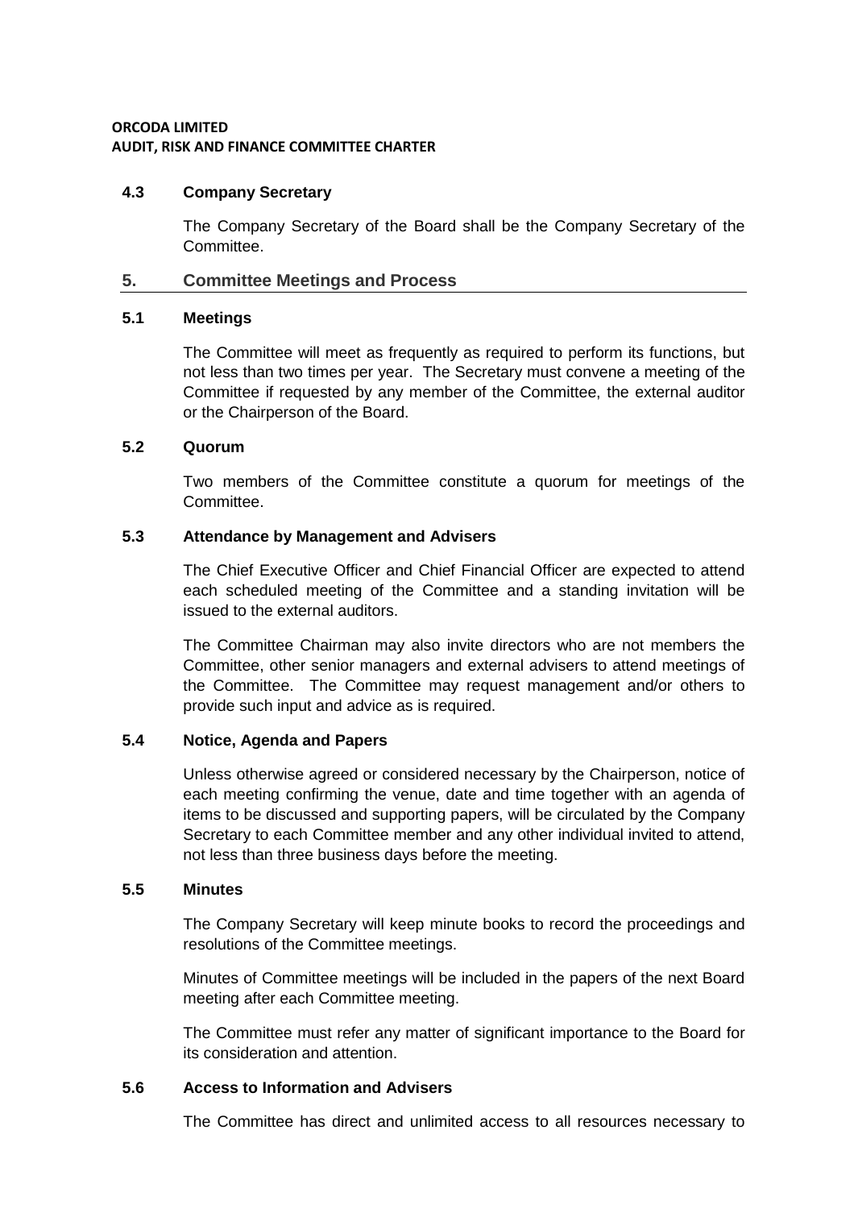### 4.3 Company Secretary

The Company Secretary of the Board shall be the Company Secretary of the Committee.

## 5. Committee Meetings and Process

### 5.1 Meetings

The Committee will meet as frequently as required to perform its functions, but not less than two times per year. The Secretary must convene a meeting of the Committee if requested by any member of the Committee, the external auditor or the Chairperson of the Board.

### 5.2 Quorum

Two members of the Committee constitute a quorum for meetings of the Committee.

### 5.3 Attendance by Management and Advisers

The Chief Executive Officer and Chief Financial Officer are expected to attend each scheduled meeting of the Committee and a standing invitation will be issued to the external auditors.

The Committee Chairman may also invite directors who are not members the Committee, other senior managers and external advisers to attend meetings of the Committee. The Committee may request management and/or others to provide such input and advice as is required.

### 5.4 Notice, Agenda and Papers

Unless otherwise agreed or considered necessary by the Chairperson, notice of each meeting confirming the venue, date and time together with an agenda of items to be discussed and supporting papers, will be circulated by the Company Secretary to each Committee member and any other individual invited to attend, not less than three business days before the meeting.

### 5.5 Minutes

The Company Secretary will keep minute books to record the proceedings and resolutions of the Committee meetings.

Minutes of Committee meetings will be included in the papers of the next Board meeting after each Committee meeting.

The Committee must refer any matter of significant importance to the Board for its consideration and attention.

### 5.6 Access to Information and Advisers

The Committee has direct and unlimited access to all resources necessary to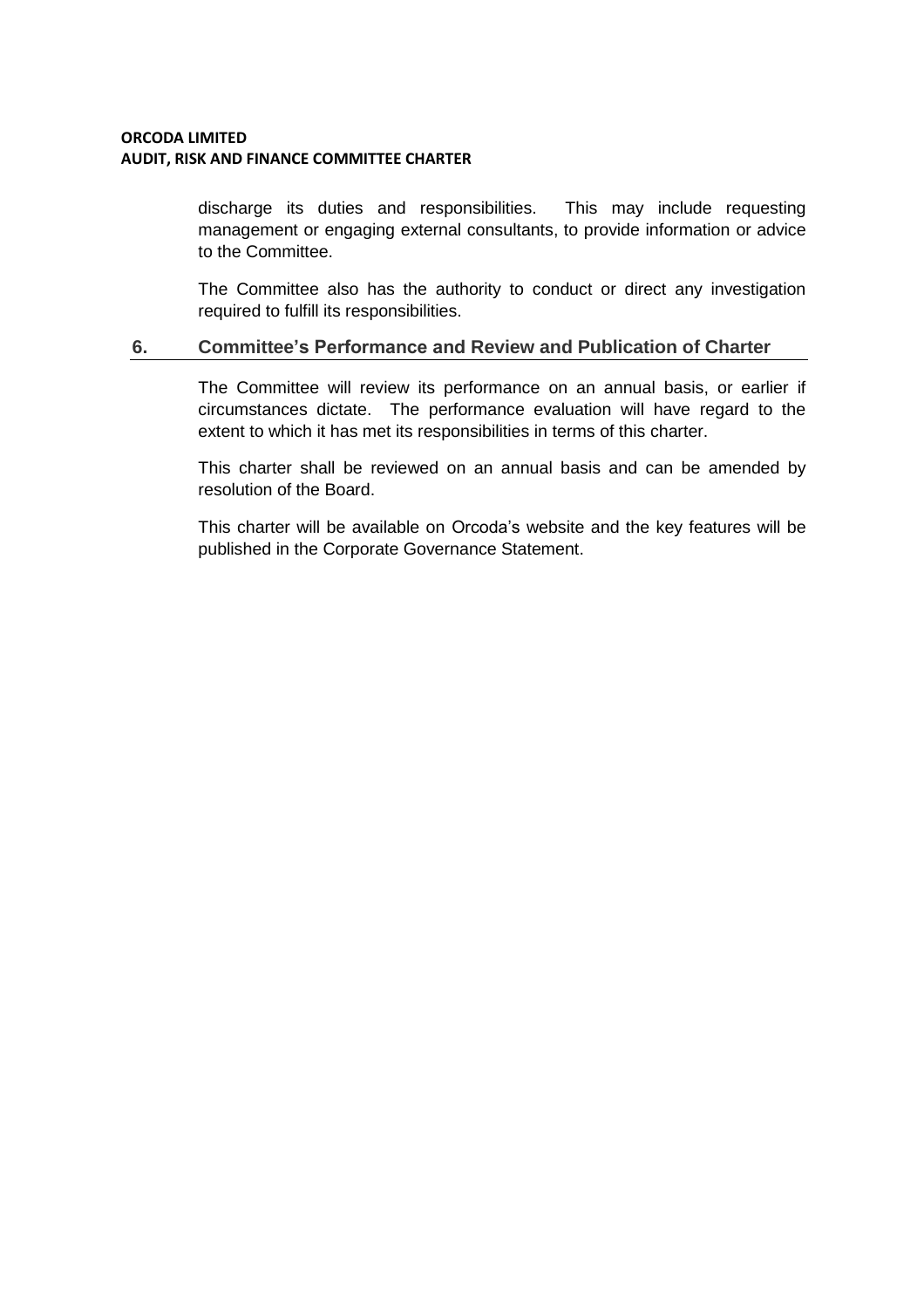discharge its duties and responsibilities. This may include requesting management or engaging external consultants, to provide information or advice to the Committee.

The Committee also has the authority to conduct or direct any investigation required to fulfill its responsibilities.

## 6. Committee's Performance and Review and Publication of Charter

The Committee will review its performance on an annual basis, or earlier if circumstances dictate. The performance evaluation will have regard to the extent to which it has met its responsibilities in terms of this charter.

This charter shall be reviewed on an annual basis and can be amended by resolution of the Board.

This charter will be available on Orcoda's website and the key features will be published in the Corporate Governance Statement.